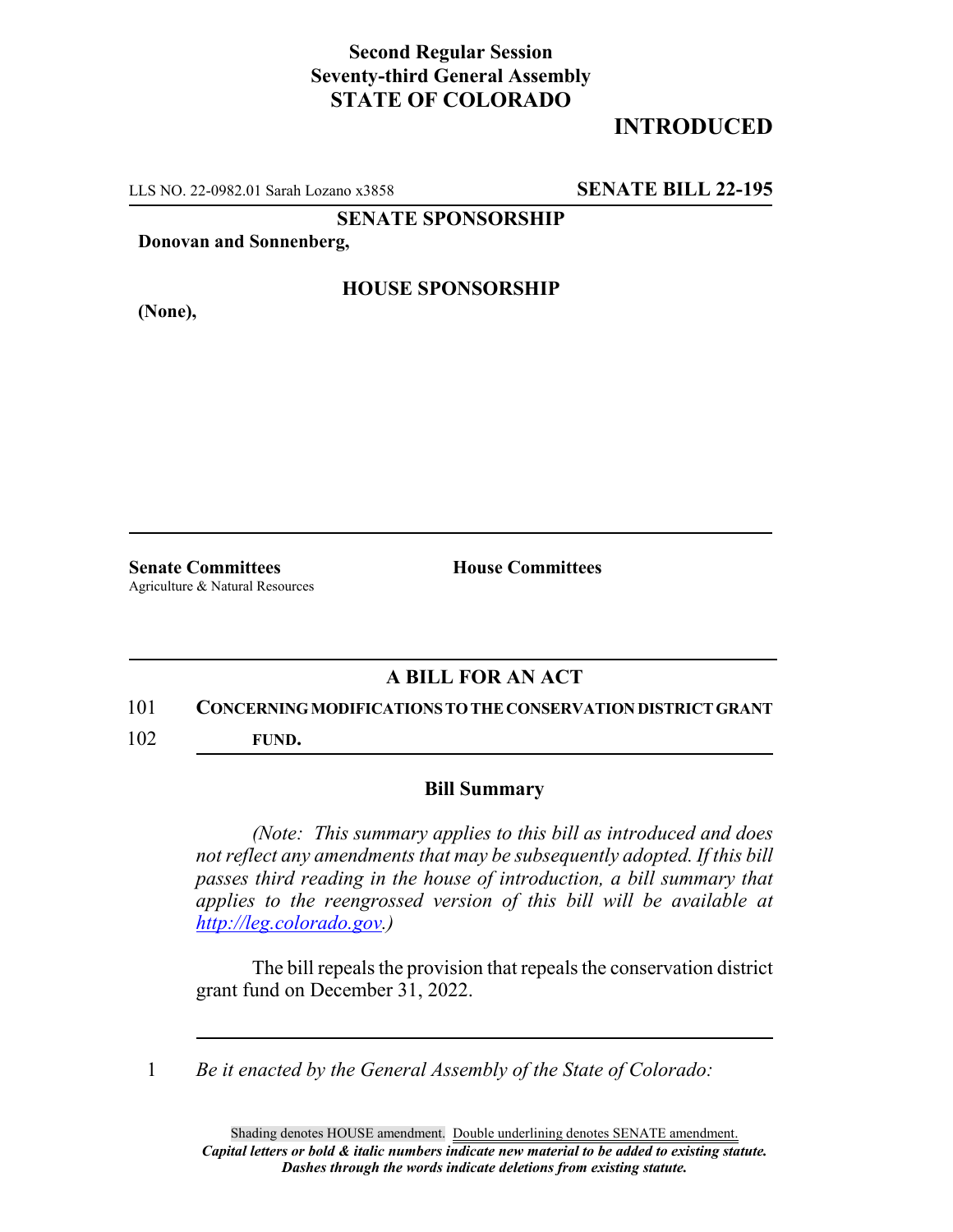**Second Regular Session**
**Seventy-third General Assembly**
**STATE OF COLORADO**

# INTRODUCED

LLS NO. 22-0982.01 Sarah Lozano x3858 **SENATE BILL 22-195**

**SENATE SPONSORSHIP**

**Donovan and Sonnenberg,**

**HOUSE SPONSORSHIP**

**(None),**

**Senate Committees**
Agriculture & Natural Resources

**House Committees**

## A BILL FOR AN ACT

101 **CONCERNING MODIFICATIONS TO THE CONSERVATION DISTRICT GRANT**
102 **FUND.**

### Bill Summary

*(Note: This summary applies to this bill as introduced and does not reflect any amendments that may be subsequently adopted. If this bill passes third reading in the house of introduction, a bill summary that applies to the reengrossed version of this bill will be available at http://leg.colorado.gov.)*

The bill repeals the provision that repeals the conservation district grant fund on December 31, 2022.

1 *Be it enacted by the General Assembly of the State of Colorado:*

Shading denotes HOUSE amendment. Double underlining denotes SENATE amendment.
***Capital letters or bold & italic numbers indicate new material to be added to existing statute.***
***Dashes through the words indicate deletions from existing statute.***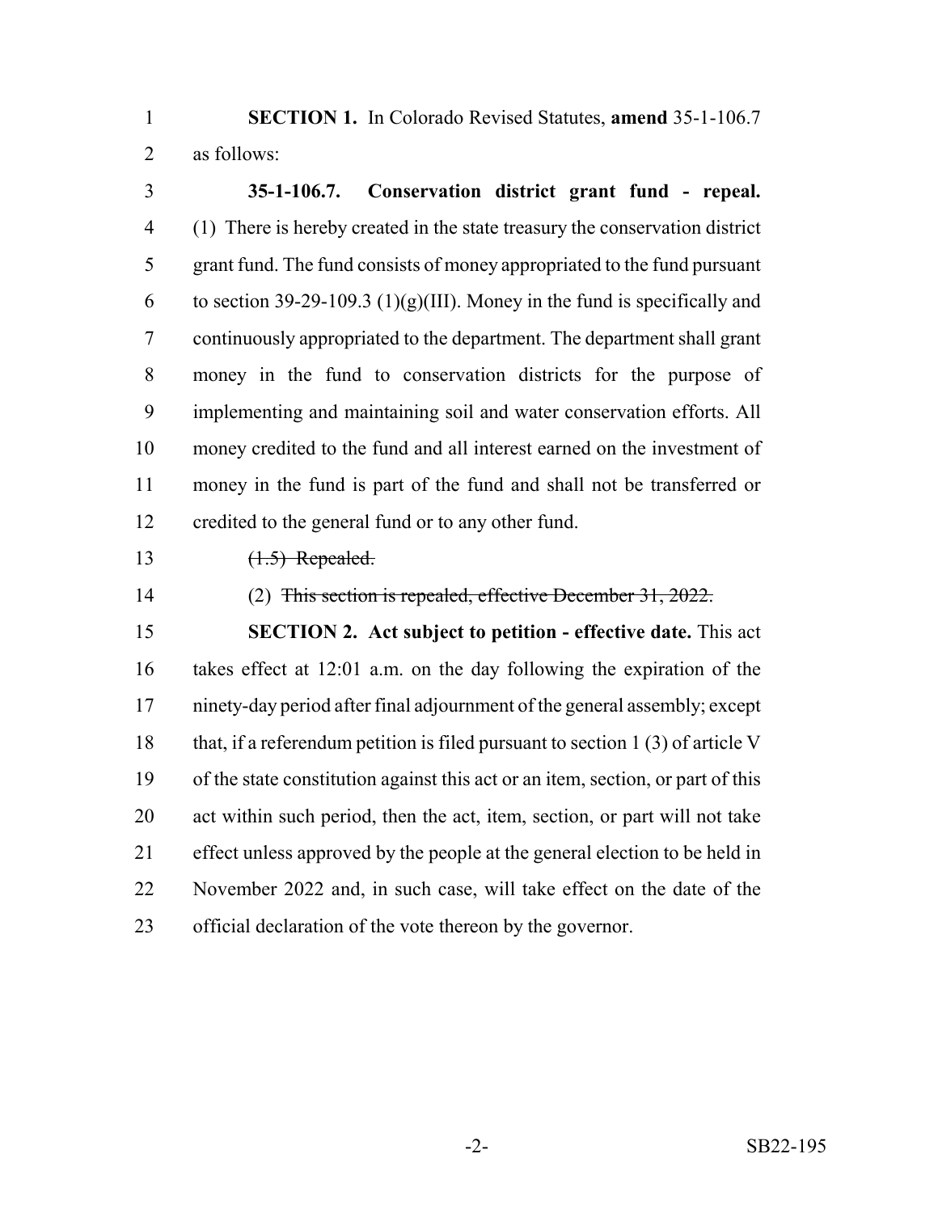**SECTION 1.** In Colorado Revised Statutes, **amend** 35-1-106.7 as follows:

**35-1-106.7. Conservation district grant fund - repeal.** (1) There is hereby created in the state treasury the conservation district grant fund. The fund consists of money appropriated to the fund pursuant to section 39-29-109.3 (1)(g)(III). Money in the fund is specifically and continuously appropriated to the department. The department shall grant money in the fund to conservation districts for the purpose of implementing and maintaining soil and water conservation efforts. All money credited to the fund and all interest earned on the investment of money in the fund is part of the fund and shall not be transferred or credited to the general fund or to any other fund.

~~(1.5) Repealed.~~

(2) ~~This section is repealed, effective December 31, 2022.~~

**SECTION 2. Act subject to petition - effective date.** This act takes effect at 12:01 a.m. on the day following the expiration of the ninety-day period after final adjournment of the general assembly; except that, if a referendum petition is filed pursuant to section 1 (3) of article V of the state constitution against this act or an item, section, or part of this act within such period, then the act, item, section, or part will not take effect unless approved by the people at the general election to be held in November 2022 and, in such case, will take effect on the date of the official declaration of the vote thereon by the governor.